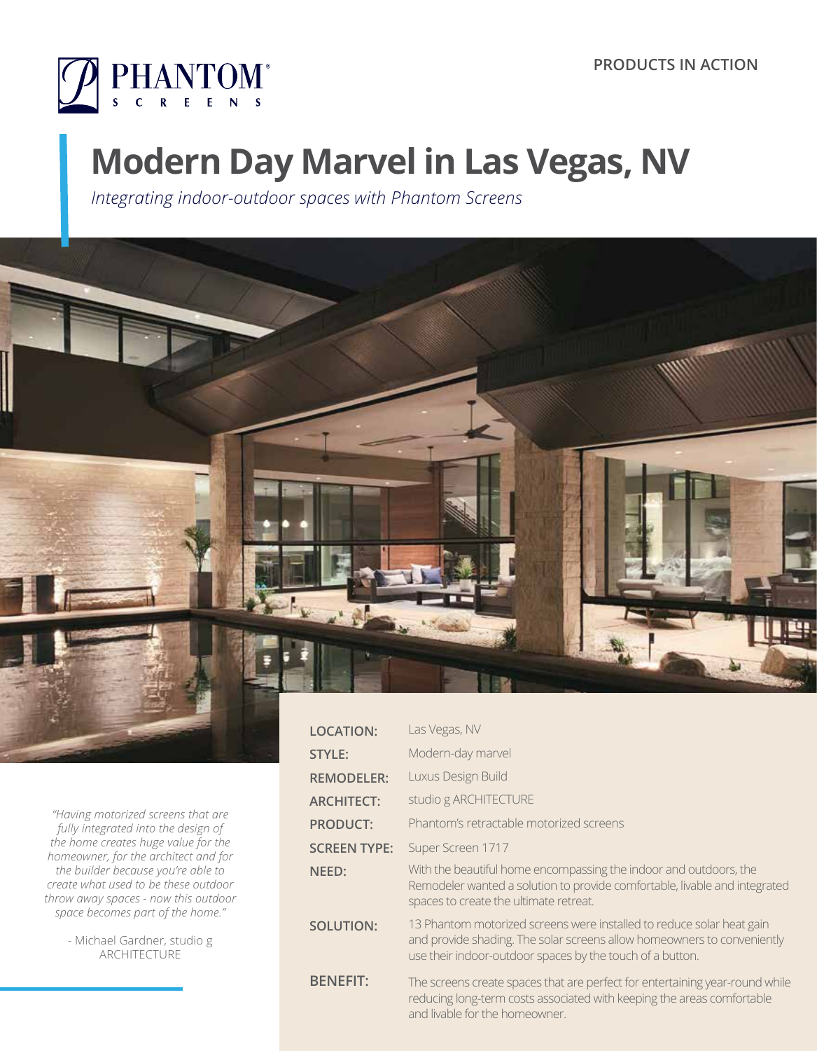PHANTOM® SCREENS

PRODUCTS IN ACTION

# Modern Day Marvel in Las Vegas, NV

*Integrating indoor-outdoor spaces with Phantom Screens*

| | |
|---|---|
| **LOCATION:** | Las Vegas, NV |
| **STYLE:** | Modern-day marvel |
| **REMODELER:** | Luxus Design Build |
| **ARCHITECT:** | studio g ARCHITECTURE |
| **PRODUCT:** | Phantom's retractable motorized screens |
| **SCREEN TYPE:** | Super Screen 1717 |
| **NEED:** | With the beautiful home encompassing the indoor and outdoors, the Remodeler wanted a solution to provide comfortable, livable and integrated spaces to create the ultimate retreat. |
| **SOLUTION:** | 13 Phantom motorized screens were installed to reduce solar heat gain and provide shading. The solar screens allow homeowners to conveniently use their indoor-outdoor spaces by the touch of a button. |
| **BENEFIT:** | The screens create spaces that are perfect for entertaining year-round while reducing long-term costs associated with keeping the areas comfortable and livable for the homeowner. |

*"Having motorized screens that are fully integrated into the design of the home creates huge value for the homeowner, for the architect and for the builder because you're able to create what used to be these outdoor throw away spaces - now this outdoor space becomes part of the home."*

- Michael Gardner, studio g ARCHITECTURE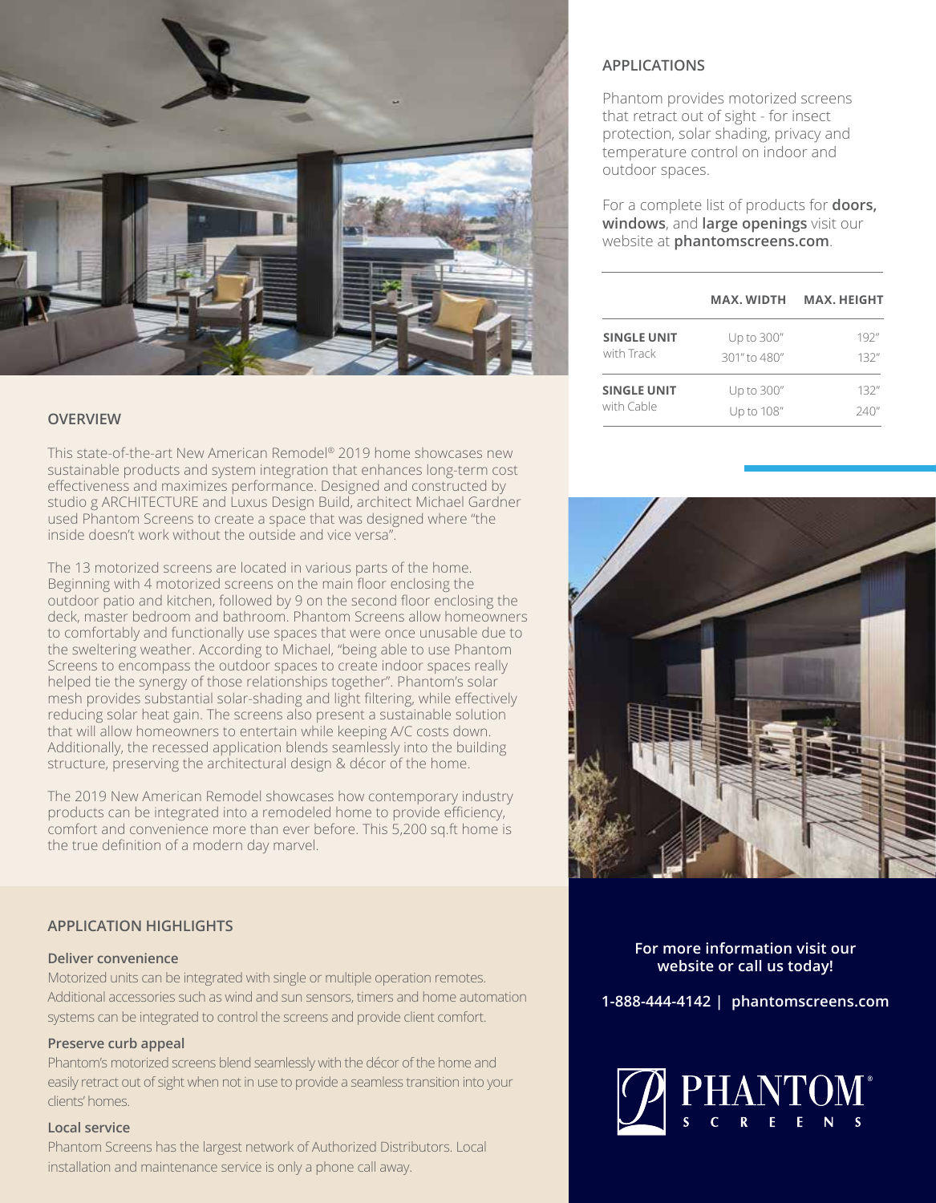## OVERVIEW

This state-of-the-art New American Remodel® 2019 home showcases new sustainable products and system integration that enhances long-term cost effectiveness and maximizes performance. Designed and constructed by studio g ARCHITECTURE and Luxus Design Build, architect Michael Gardner used Phantom Screens to create a space that was designed where "the inside doesn't work without the outside and vice versa".

The 13 motorized screens are located in various parts of the home. Beginning with 4 motorized screens on the main floor enclosing the outdoor patio and kitchen, followed by 9 on the second floor enclosing the deck, master bedroom and bathroom. Phantom Screens allow homeowners to comfortably and functionally use spaces that were once unusable due to the sweltering weather. According to Michael, "being able to use Phantom Screens to encompass the outdoor spaces to create indoor spaces really helped tie the synergy of those relationships together". Phantom's solar mesh provides substantial solar-shading and light filtering, while effectively reducing solar heat gain. The screens also present a sustainable solution that will allow homeowners to entertain while keeping A/C costs down. Additionally, the recessed application blends seamlessly into the building structure, preserving the architectural design & décor of the home.

The 2019 New American Remodel showcases how contemporary industry products can be integrated into a remodeled home to provide efficiency, comfort and convenience more than ever before. This 5,200 sq.ft home is the true definition of a modern day marvel.

## APPLICATION HIGHLIGHTS

### Deliver convenience

Motorized units can be integrated with single or multiple operation remotes. Additional accessories such as wind and sun sensors, timers and home automation systems can be integrated to control the screens and provide client comfort.

### Preserve curb appeal

Phantom's motorized screens blend seamlessly with the décor of the home and easily retract out of sight when not in use to provide a seamless transition into your clients' homes.

### Local service

Phantom Screens has the largest network of Authorized Distributors. Local installation and maintenance service is only a phone call away.

## APPLICATIONS

Phantom provides motorized screens that retract out of sight - for insect protection, solar shading, privacy and temperature control on indoor and outdoor spaces.

For a complete list of products for **doors, windows**, and **large openings** visit our website at **phantomscreens.com**.

| | MAX. WIDTH | MAX. HEIGHT |
|---|---|---|
| **SINGLE UNIT** with Track | Up to 300" | 192" |
| | 301" to 480" | 132" |
| **SINGLE UNIT** with Cable | Up to 300" | 132" |
| | Up to 108" | 240" |

**For more information visit our website or call us today!**

**1-888-444-4142 | phantomscreens.com**

PHANTOM® SCREENS